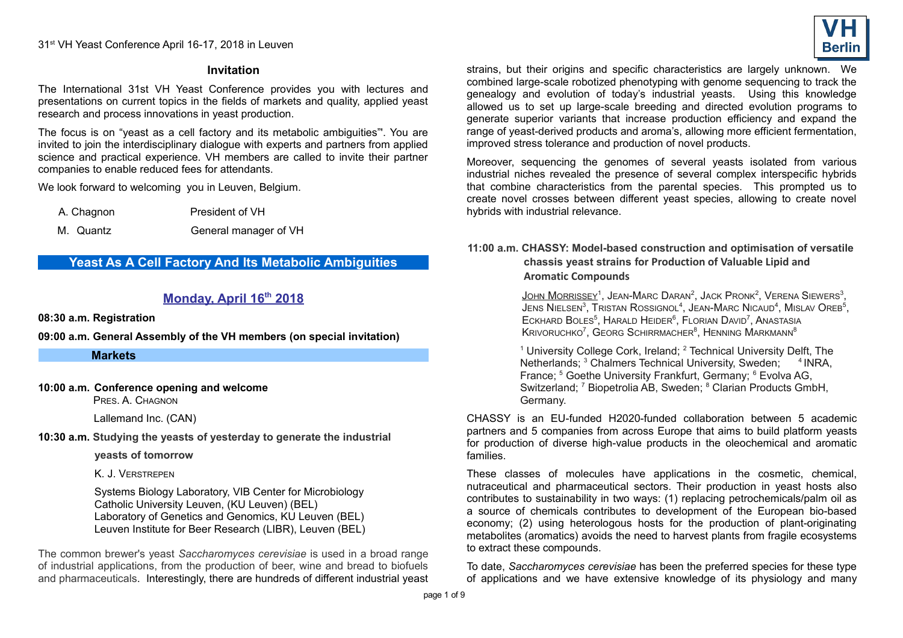## Invitation

The International 31st VH Yeast Conference provides you with lectures and presentations on current topics in the fields of markets and quality, applied yeast research and process innovations in yeast production.

The focus is on "yeast as a cell factory and its metabolic ambiguities"'. You are invited to join the interdisciplinary dialogue with experts and partners from applied science and practical experience. VH members are called to invite their partner companies to enable reduced fees for attendants.

We look forward to welcoming you in Leuven, Belgium.

A. Chagnon — President of VH

M. Quantz — General manager of VH

# Yeast As A Cell Factory And Its Metabolic Ambiguities

## Monday, April 16th 2018

**08:30 a.m. Registration**

**09:00 a.m. General Assembly of the VH members (on special invitation)**

### Markets

**10:00 a.m. Conference opening and welcome**

Pres. A. Chagnon

Lallemand Inc. (CAN)

**10:30 a.m. Studying the yeasts of yesterday to generate the industrial yeasts of tomorrow**

K. J. Verstrepen

Systems Biology Laboratory, VIB Center for Microbiology
Catholic University Leuven, (KU Leuven) (BEL)
Laboratory of Genetics and Genomics, KU Leuven (BEL)
Leuven Institute for Beer Research (LIBR), Leuven (BEL)

The common brewer's yeast *Saccharomyces cerevisiae* is used in a broad range of industrial applications, from the production of beer, wine and bread to biofuels and pharmaceuticals. Interestingly, there are hundreds of different industrial yeast strains, but their origins and specific characteristics are largely unknown. We combined large-scale robotized phenotyping with genome sequencing to track the genealogy and evolution of today's industrial yeasts. Using this knowledge allowed us to set up large-scale breeding and directed evolution programs to generate superior variants that increase production efficiency and expand the range of yeast-derived products and aroma's, allowing more efficient fermentation, improved stress tolerance and production of novel products.

Moreover, sequencing the genomes of several yeasts isolated from various industrial niches revealed the presence of several complex interspecific hybrids that combine characteristics from the parental species. This prompted us to create novel crosses between different yeast species, allowing to create novel hybrids with industrial relevance.

**11:00 a.m. CHASSY: Model-based construction and optimisation of versatile chassis yeast strains for Production of Valuable Lipid and Aromatic Compounds**

<u>John Morrissey</u>[1], Jean-Marc Daran[2], Jack Pronk[2], Verena Siewers[3], Jens Nielsen[3], Tristan Rossignol[4], Jean-Marc Nicaud[4], Mislav Oreb[5], Eckhard Boles[5], Harald Heider[6], Florian David[7], Anastasia Krivoruchko[7], Georg Schirrmacher[8], Henning Markmann[8]

[1] University College Cork, Ireland; [2] Technical University Delft, The Netherlands; [3] Chalmers Technical University, Sweden; [4] INRA, France; [5] Goethe University Frankfurt, Germany; [6] Evolva AG, Switzerland; [7] Biopetrolia AB, Sweden; [8] Clarian Products GmbH, Germany.

CHASSY is an EU-funded H2020-funded collaboration between 5 academic partners and 5 companies from across Europe that aims to build platform yeasts for production of diverse high-value products in the oleochemical and aromatic families.

These classes of molecules have applications in the cosmetic, chemical, nutraceutical and pharmaceutical sectors. Their production in yeast hosts also contributes to sustainability in two ways: (1) replacing petrochemicals/palm oil as a source of chemicals contributes to development of the European bio-based economy; (2) using heterologous hosts for the production of plant-originating metabolites (aromatics) avoids the need to harvest plants from fragile ecosystems to extract these compounds.

To date, *Saccharomyces cerevisiae* has been the preferred species for these type of applications and we have extensive knowledge of its physiology and many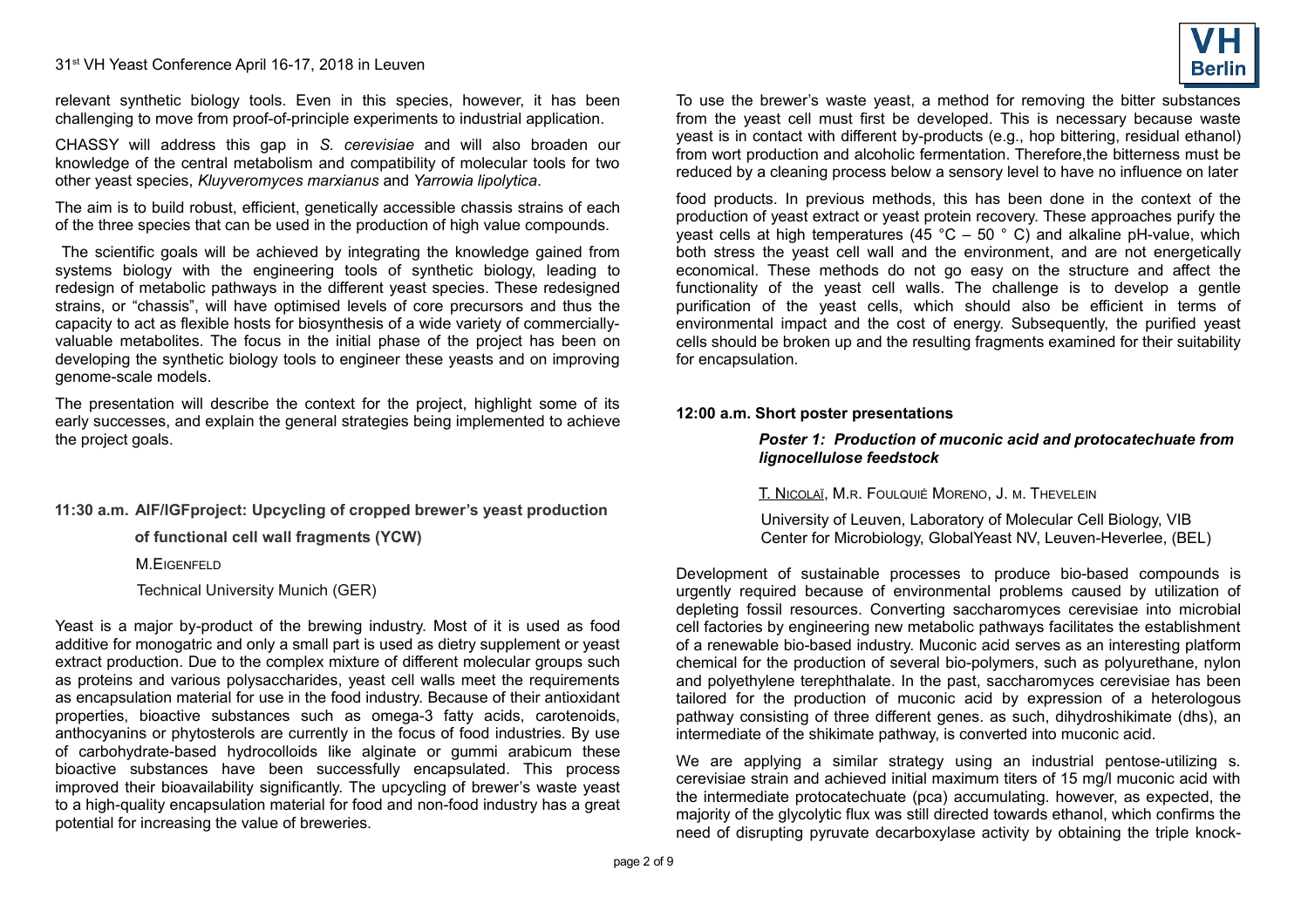relevant synthetic biology tools. Even in this species, however, it has been challenging to move from proof-of-principle experiments to industrial application.

CHASSY will address this gap in *S. cerevisiae* and will also broaden our knowledge of the central metabolism and compatibility of molecular tools for two other yeast species, *Kluyveromyces marxianus* and *Yarrowia lipolytica*.

The aim is to build robust, efficient, genetically accessible chassis strains of each of the three species that can be used in the production of high value compounds.

The scientific goals will be achieved by integrating the knowledge gained from systems biology with the engineering tools of synthetic biology, leading to redesign of metabolic pathways in the different yeast species. These redesigned strains, or "chassis", will have optimised levels of core precursors and thus the capacity to act as flexible hosts for biosynthesis of a wide variety of commercially-valuable metabolites. The focus in the initial phase of the project has been on developing the synthetic biology tools to engineer these yeasts and on improving genome-scale models.

The presentation will describe the context for the project, highlight some of its early successes, and explain the general strategies being implemented to achieve the project goals.

**11:30 a.m. AIF/IGFproject: Upcycling of cropped brewer's yeast production of functional cell wall fragments (YCW)**

M.Eigenfeld

Technical University Munich (GER)

Yeast is a major by-product of the brewing industry. Most of it is used as food additive for monogatric and only a small part is used as dietry supplement or yeast extract production. Due to the complex mixture of different molecular groups such as proteins and various polysaccharides, yeast cell walls meet the requirements as encapsulation material for use in the food industry. Because of their antioxidant properties, bioactive substances such as omega-3 fatty acids, carotenoids, anthocyanins or phytosterols are currently in the focus of food industries. By use of carbohydrate-based hydrocolloids like alginate or gummi arabicum these bioactive substances have been successfully encapsulated. This process improved their bioavailability significantly. The upcycling of brewer's waste yeast to a high-quality encapsulation material for food and non-food industry has a great potential for increasing the value of breweries.

To use the brewer's waste yeast, a method for removing the bitter substances from the yeast cell must first be developed. This is necessary because waste yeast is in contact with different by-products (e.g., hop bittering, residual ethanol) from wort production and alcoholic fermentation. Therefore,the bitterness must be reduced by a cleaning process below a sensory level to have no influence on later food products. In previous methods, this has been done in the context of the production of yeast extract or yeast protein recovery. These approaches purify the yeast cells at high temperatures (45 °C – 50 ° C) and alkaline pH-value, which both stress the yeast cell wall and the environment, and are not energetically economical. These methods do not go easy on the structure and affect the functionality of the yeast cell walls. The challenge is to develop a gentle purification of the yeast cells, which should also be efficient in terms of environmental impact and the cost of energy. Subsequently, the purified yeast cells should be broken up and the resulting fragments examined for their suitability for encapsulation.

**12:00 a.m. Short poster presentations**

***Poster 1: Production of muconic acid and protocatechuate from lignocellulose feedstock***

T. Nicolaï, M.R. Foulquié Moreno, J. M. Thevelein

University of Leuven, Laboratory of Molecular Cell Biology, VIB Center for Microbiology, GlobalYeast NV, Leuven-Heverlee, (BEL)

Development of sustainable processes to produce bio-based compounds is urgently required because of environmental problems caused by utilization of depleting fossil resources. Converting saccharomyces cerevisiae into microbial cell factories by engineering new metabolic pathways facilitates the establishment of a renewable bio-based industry. Muconic acid serves as an interesting platform chemical for the production of several bio-polymers, such as polyurethane, nylon and polyethylene terephthalate. In the past, saccharomyces cerevisiae has been tailored for the production of muconic acid by expression of a heterologous pathway consisting of three different genes. as such, dihydroshikimate (dhs), an intermediate of the shikimate pathway, is converted into muconic acid.

We are applying a similar strategy using an industrial pentose-utilizing s. cerevisiae strain and achieved initial maximum titers of 15 mg/l muconic acid with the intermediate protocatechuate (pca) accumulating. however, as expected, the majority of the glycolytic flux was still directed towards ethanol, which confirms the need of disrupting pyruvate decarboxylase activity by obtaining the triple knock-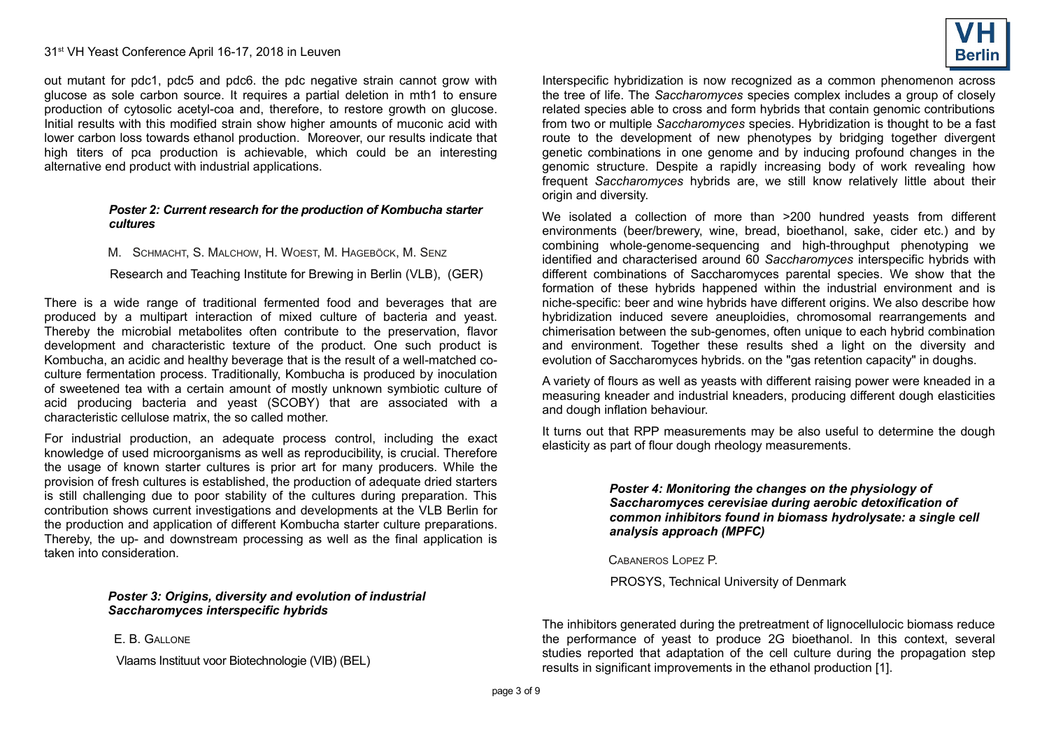out mutant for pdc1, pdc5 and pdc6. the pdc negative strain cannot grow with glucose as sole carbon source. It requires a partial deletion in mth1 to ensure production of cytosolic acetyl-coa and, therefore, to restore growth on glucose. Initial results with this modified strain show higher amounts of muconic acid with lower carbon loss towards ethanol production. Moreover, our results indicate that high titers of pca production is achievable, which could be an interesting alternative end product with industrial applications.

### *Poster 2: Current research for the production of Kombucha starter cultures*

M. Schmacht, S. Malchow, H. Woest, M. Hageböck, M. Senz

Research and Teaching Institute for Brewing in Berlin (VLB), (GER)

There is a wide range of traditional fermented food and beverages that are produced by a multipart interaction of mixed culture of bacteria and yeast. Thereby the microbial metabolites often contribute to the preservation, flavor development and characteristic texture of the product. One such product is Kombucha, an acidic and healthy beverage that is the result of a well-matched co-culture fermentation process. Traditionally, Kombucha is produced by inoculation of sweetened tea with a certain amount of mostly unknown symbiotic culture of acid producing bacteria and yeast (SCOBY) that are associated with a characteristic cellulose matrix, the so called mother.

For industrial production, an adequate process control, including the exact knowledge of used microorganisms as well as reproducibility, is crucial. Therefore the usage of known starter cultures is prior art for many producers. While the provision of fresh cultures is established, the production of adequate dried starters is still challenging due to poor stability of the cultures during preparation. This contribution shows current investigations and developments at the VLB Berlin for the production and application of different Kombucha starter culture preparations. Thereby, the up- and downstream processing as well as the final application is taken into consideration.

### *Poster 3: Origins, diversity and evolution of industrial Saccharomyces interspecific hybrids*

E. B. Gallone

Vlaams Instituut voor Biotechnologie (VIB) (BEL)

Interspecific hybridization is now recognized as a common phenomenon across the tree of life. The *Saccharomyces* species complex includes a group of closely related species able to cross and form hybrids that contain genomic contributions from two or multiple *Saccharomyces* species. Hybridization is thought to be a fast route to the development of new phenotypes by bridging together divergent genetic combinations in one genome and by inducing profound changes in the genomic structure. Despite a rapidly increasing body of work revealing how frequent *Saccharomyces* hybrids are, we still know relatively little about their origin and diversity.

We isolated a collection of more than >200 hundred yeasts from different environments (beer/brewery, wine, bread, bioethanol, sake, cider etc.) and by combining whole-genome-sequencing and high-throughput phenotyping we identified and characterised around 60 *Saccharomyces* interspecific hybrids with different combinations of Saccharomyces parental species. We show that the formation of these hybrids happened within the industrial environment and is niche-specific: beer and wine hybrids have different origins. We also describe how hybridization induced severe aneuploidies, chromosomal rearrangements and chimerisation between the sub-genomes, often unique to each hybrid combination and environment. Together these results shed a light on the diversity and evolution of Saccharomyces hybrids. on the "gas retention capacity" in doughs.

A variety of flours as well as yeasts with different raising power were kneaded in a measuring kneader and industrial kneaders, producing different dough elasticities and dough inflation behaviour.

It turns out that RPP measurements may be also useful to determine the dough elasticity as part of flour dough rheology measurements.

### *Poster 4: Monitoring the changes on the physiology of Saccharomyces cerevisiae during aerobic detoxification of common inhibitors found in biomass hydrolysate: a single cell analysis approach (MPFC)*

Cabaneros Lopez P.

PROSYS, Technical University of Denmark

The inhibitors generated during the pretreatment of lignocellulocic biomass reduce the performance of yeast to produce 2G bioethanol. In this context, several studies reported that adaptation of the cell culture during the propagation step results in significant improvements in the ethanol production [1].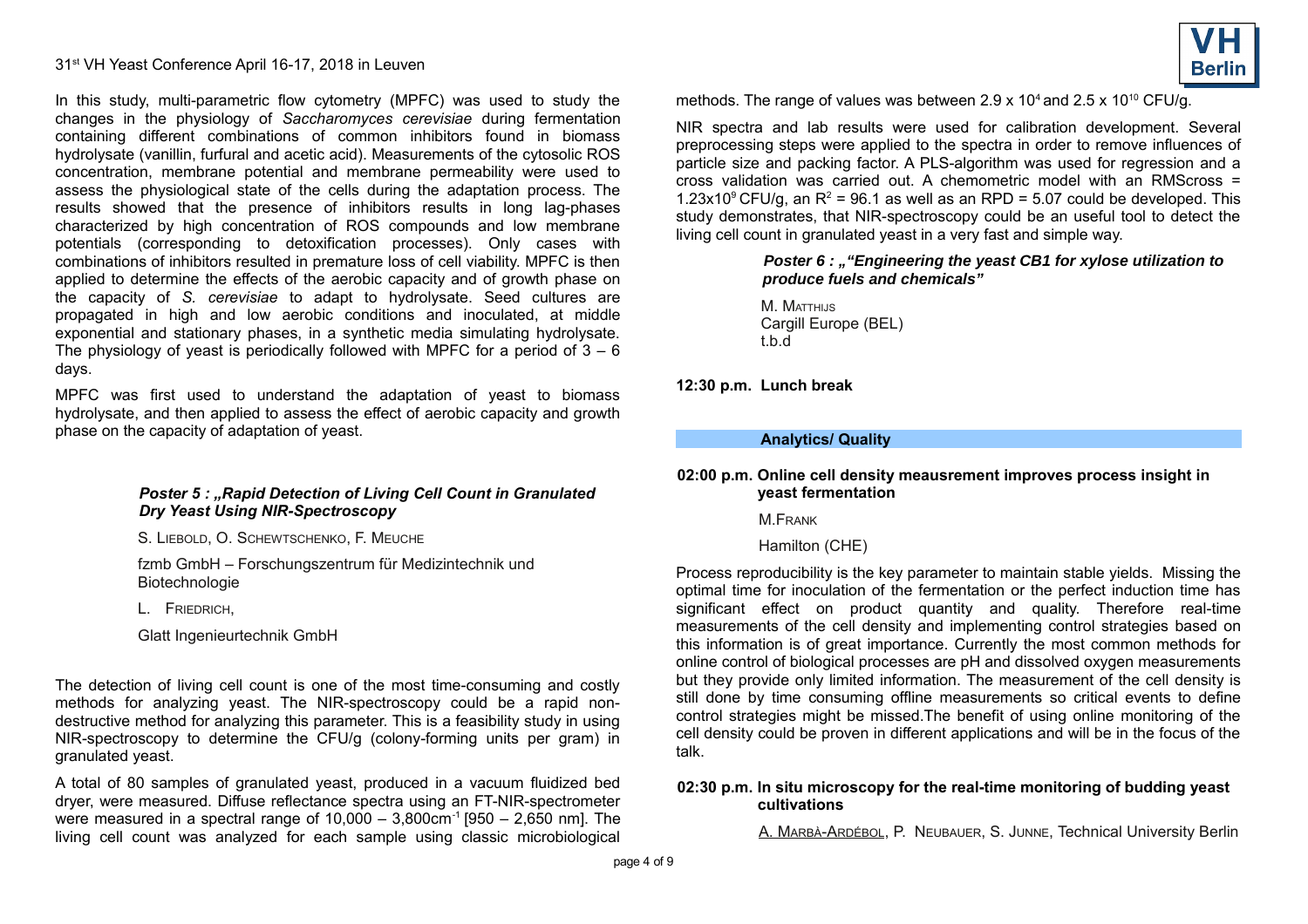In this study, multi-parametric flow cytometry (MPFC) was used to study the changes in the physiology of *Saccharomyces cerevisiae* during fermentation containing different combinations of common inhibitors found in biomass hydrolysate (vanillin, furfural and acetic acid). Measurements of the cytosolic ROS concentration, membrane potential and membrane permeability were used to assess the physiological state of the cells during the adaptation process. The results showed that the presence of inhibitors results in long lag-phases characterized by high concentration of ROS compounds and low membrane potentials (corresponding to detoxification processes). Only cases with combinations of inhibitors resulted in premature loss of cell viability. MPFC is then applied to determine the effects of the aerobic capacity and of growth phase on the capacity of *S. cerevisiae* to adapt to hydrolysate. Seed cultures are propagated in high and low aerobic conditions and inoculated, at middle exponential and stationary phases, in a synthetic media simulating hydrolysate. The physiology of yeast is periodically followed with MPFC for a period of 3 – 6 days.

MPFC was first used to understand the adaptation of yeast to biomass hydrolysate, and then applied to assess the effect of aerobic capacity and growth phase on the capacity of adaptation of yeast.

***Poster 5 : „Rapid Detection of Living Cell Count in Granulated Dry Yeast Using NIR-Spectroscopy***

S. Liebold, O. Schewtschenko, F. Meuche

fzmb GmbH – Forschungszentrum für Medizintechnik und Biotechnologie

L. Friedrich,

Glatt Ingenieurtechnik GmbH

The detection of living cell count is one of the most time-consuming and costly methods for analyzing yeast. The NIR-spectroscopy could be a rapid non-destructive method for analyzing this parameter. This is a feasibility study in using NIR-spectroscopy to determine the CFU/g (colony-forming units per gram) in granulated yeast.

A total of 80 samples of granulated yeast, produced in a vacuum fluidized bed dryer, were measured. Diffuse reflectance spectra using an FT-NIR-spectrometer were measured in a spectral range of 10,000 – 3,800cm$^{-1}$ [950 – 2,650 nm]. The living cell count was analyzed for each sample using classic microbiological methods. The range of values was between $2.9 \times 10^4$ and $2.5 \times 10^{10}$ CFU/g.

NIR spectra and lab results were used for calibration development. Several preprocessing steps were applied to the spectra in order to remove influences of particle size and packing factor. A PLS-algorithm was used for regression and a cross validation was carried out. A chemometric model with an RMScross = $1.23 \times 10^9$ CFU/g, an $R^2$ = 96.1 as well as an RPD = 5.07 could be developed. This study demonstrates, that NIR-spectroscopy could be an useful tool to detect the living cell count in granulated yeast in a very fast and simple way.

***Poster 6 : „"Engineering the yeast CB1 for xylose utilization to produce fuels and chemicals"***

M. Matthijs
Cargill Europe (BEL)
t.b.d

**12:30 p.m. Lunch break**

## Analytics/ Quality

**02:00 p.m. Online cell density meausrement improves process insight in yeast fermentation**

M.Frank

Hamilton (CHE)

Process reproducibility is the key parameter to maintain stable yields. Missing the optimal time for inoculation of the fermentation or the perfect induction time has significant effect on product quantity and quality. Therefore real-time measurements of the cell density and implementing control strategies based on this information is of great importance. Currently the most common methods for online control of biological processes are pH and dissolved oxygen measurements but they provide only limited information. The measurement of the cell density is still done by time consuming offline measurements so critical events to define control strategies might be missed.The benefit of using online monitoring of the cell density could be proven in different applications and will be in the focus of the talk.

**02:30 p.m. In situ microscopy for the real-time monitoring of budding yeast cultivations**

A. Marbà-Ardébol, P. Neubauer, S. Junne, Technical University Berlin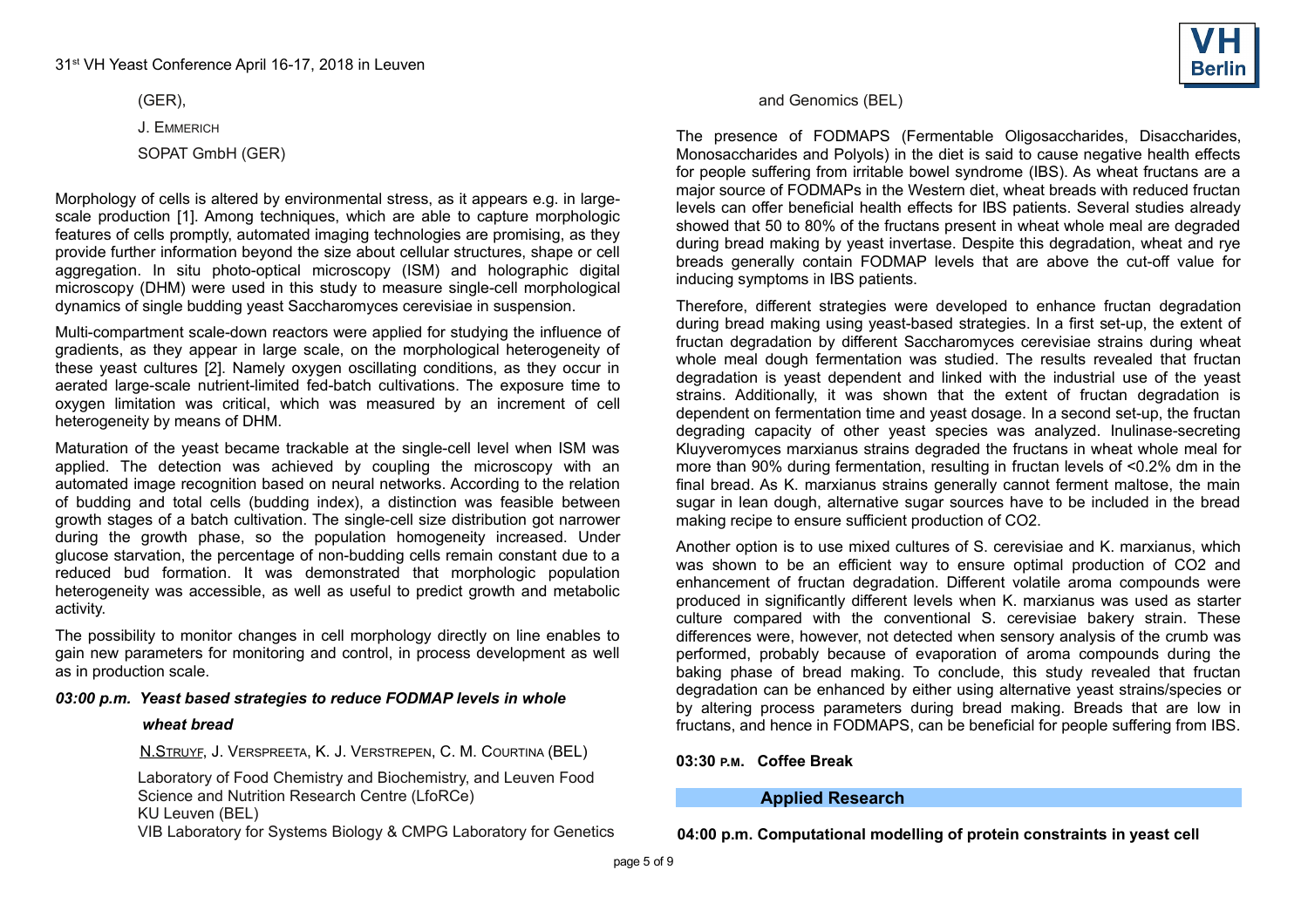(GER),

J. EMMERICH

SOPAT GmbH (GER)

Morphology of cells is altered by environmental stress, as it appears e.g. in large-scale production [1]. Among techniques, which are able to capture morphologic features of cells promptly, automated imaging technologies are promising, as they provide further information beyond the size about cellular structures, shape or cell aggregation. In situ photo-optical microscopy (ISM) and holographic digital microscopy (DHM) were used in this study to measure single-cell morphological dynamics of single budding yeast Saccharomyces cerevisiae in suspension.

Multi-compartment scale-down reactors were applied for studying the influence of gradients, as they appear in large scale, on the morphological heterogeneity of these yeast cultures [2]. Namely oxygen oscillating conditions, as they occur in aerated large-scale nutrient-limited fed-batch cultivations. The exposure time to oxygen limitation was critical, which was measured by an increment of cell heterogeneity by means of DHM.

Maturation of the yeast became trackable at the single-cell level when ISM was applied. The detection was achieved by coupling the microscopy with an automated image recognition based on neural networks. According to the relation of budding and total cells (budding index), a distinction was feasible between growth stages of a batch cultivation. The single-cell size distribution got narrower during the growth phase, so the population homogeneity increased. Under glucose starvation, the percentage of non-budding cells remain constant due to a reduced bud formation. It was demonstrated that morphologic population heterogeneity was accessible, as well as useful to predict growth and metabolic activity.

The possibility to monitor changes in cell morphology directly on line enables to gain new parameters for monitoring and control, in process development as well as in production scale.

### *03:00 p.m. Yeast based strategies to reduce FODMAP levels in whole wheat bread*

N.STRUYF, J. VERSPREETA, K. J. VERSTREPEN, C. M. COURTINA (BEL)

Laboratory of Food Chemistry and Biochemistry, and Leuven Food Science and Nutrition Research Centre (LfoRCe)
KU Leuven (BEL)
VIB Laboratory for Systems Biology & CMPG Laboratory for Genetics and Genomics (BEL)

The presence of FODMAPS (Fermentable Oligosaccharides, Disaccharides, Monosaccharides and Polyols) in the diet is said to cause negative health effects for people suffering from irritable bowel syndrome (IBS). As wheat fructans are a major source of FODMAPs in the Western diet, wheat breads with reduced fructan levels can offer beneficial health effects for IBS patients. Several studies already showed that 50 to 80% of the fructans present in wheat whole meal are degraded during bread making by yeast invertase. Despite this degradation, wheat and rye breads generally contain FODMAP levels that are above the cut-off value for inducing symptoms in IBS patients.

Therefore, different strategies were developed to enhance fructan degradation during bread making using yeast-based strategies. In a first set-up, the extent of fructan degradation by different Saccharomyces cerevisiae strains during wheat whole meal dough fermentation was studied. The results revealed that fructan degradation is yeast dependent and linked with the industrial use of the yeast strains. Additionally, it was shown that the extent of fructan degradation is dependent on fermentation time and yeast dosage. In a second set-up, the fructan degrading capacity of other yeast species was analyzed. Inulinase-secreting Kluyveromyces marxianus strains degraded the fructans in wheat whole meal for more than 90% during fermentation, resulting in fructan levels of <0.2% dm in the final bread. As K. marxianus strains generally cannot ferment maltose, the main sugar in lean dough, alternative sugar sources have to be included in the bread making recipe to ensure sufficient production of CO2.

Another option is to use mixed cultures of S. cerevisiae and K. marxianus, which was shown to be an efficient way to ensure optimal production of CO2 and enhancement of fructan degradation. Different volatile aroma compounds were produced in significantly different levels when K. marxianus was used as starter culture compared with the conventional S. cerevisiae bakery strain. These differences were, however, not detected when sensory analysis of the crumb was performed, probably because of evaporation of aroma compounds during the baking phase of bread making. To conclude, this study revealed that fructan degradation can be enhanced by either using alternative yeast strains/species or by altering process parameters during bread making. Breads that are low in fructans, and hence in FODMAPS, can be beneficial for people suffering from IBS.

**03:30 P.M. Coffee Break**

## Applied Research

**04:00 p.m. Computational modelling of protein constraints in yeast cell**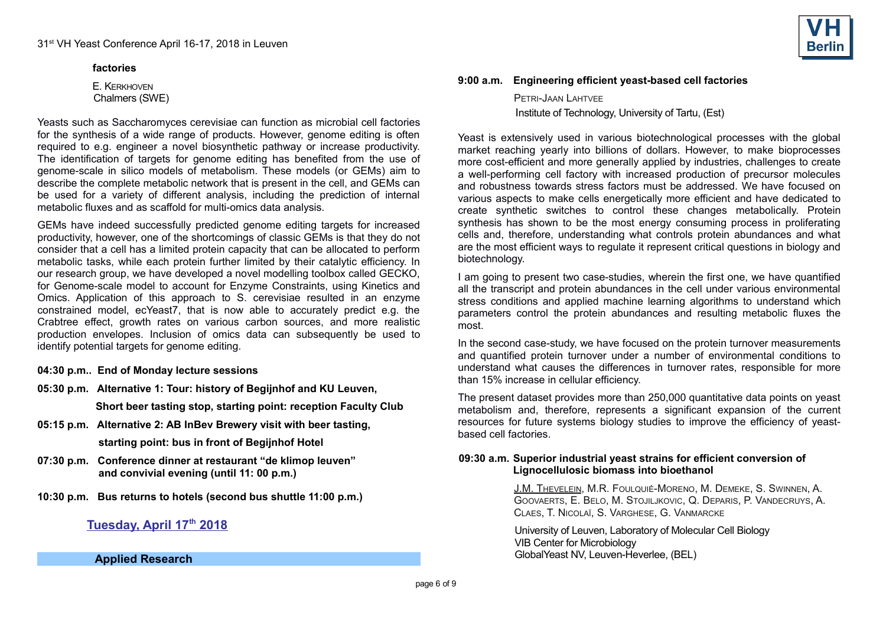**factories**

E. Kerkhoven
Chalmers (SWE)

Yeasts such as Saccharomyces cerevisiae can function as microbial cell factories for the synthesis of a wide range of products. However, genome editing is often required to e.g. engineer a novel biosynthetic pathway or increase productivity. The identification of targets for genome editing has benefited from the use of genome-scale in silico models of metabolism. These models (or GEMs) aim to describe the complete metabolic network that is present in the cell, and GEMs can be used for a variety of different analysis, including the prediction of internal metabolic fluxes and as scaffold for multi-omics data analysis.

GEMs have indeed successfully predicted genome editing targets for increased productivity, however, one of the shortcomings of classic GEMs is that they do not consider that a cell has a limited protein capacity that can be allocated to perform metabolic tasks, while each protein further limited by their catalytic efficiency. In our research group, we have developed a novel modelling toolbox called GECKO, for Genome-scale model to account for Enzyme Constraints, using Kinetics and Omics. Application of this approach to S. cerevisiae resulted in an enzyme constrained model, ecYeast7, that is now able to accurately predict e.g. the Crabtree effect, growth rates on various carbon sources, and more realistic production envelopes. Inclusion of omics data can subsequently be used to identify potential targets for genome editing.

**04:30 p.m.. End of Monday lecture sessions**

**05:30 p.m. Alternative 1: Tour: history of Begijnhof and KU Leuven, Short beer tasting stop, starting point: reception Faculty Club**

**05:15 p.m. Alternative 2: AB InBev Brewery visit with beer tasting, starting point: bus in front of Begijnhof Hotel**

**07:30 p.m. Conference dinner at restaurant "de klimop leuven" and convivial evening (until 11: 00 p.m.)**

**10:30 p.m. Bus returns to hotels (second bus shuttle 11:00 p.m.)**

## Tuesday, April 17th 2018

### Applied Research

**9:00 a.m. Engineering efficient yeast-based cell factories**

Petri-Jaan Lahtvee
Institute of Technology, University of Tartu, (Est)

Yeast is extensively used in various biotechnological processes with the global market reaching yearly into billions of dollars. However, to make bioprocesses more cost-efficient and more generally applied by industries, challenges to create a well-performing cell factory with increased production of precursor molecules and robustness towards stress factors must be addressed. We have focused on various aspects to make cells energetically more efficient and have dedicated to create synthetic switches to control these changes metabolically. Protein synthesis has shown to be the most energy consuming process in proliferating cells and, therefore, understanding what controls protein abundances and what are the most efficient ways to regulate it represent critical questions in biology and biotechnology.

I am going to present two case-studies, wherein the first one, we have quantified all the transcript and protein abundances in the cell under various environmental stress conditions and applied machine learning algorithms to understand which parameters control the protein abundances and resulting metabolic fluxes the most.

In the second case-study, we have focused on the protein turnover measurements and quantified protein turnover under a number of environmental conditions to understand what causes the differences in turnover rates, responsible for more than 15% increase in cellular efficiency.

The present dataset provides more than 250,000 quantitative data points on yeast metabolism and, therefore, represents a significant expansion of the current resources for future systems biology studies to improve the efficiency of yeast-based cell factories.

**09:30 a.m. Superior industrial yeast strains for efficient conversion of Lignocellulosic biomass into bioethanol**

J.M. Thevelein, M.R. Foulquié-Moreno, M. Demeke, S. Swinnen, A. Goovaerts, E. Belo, M. Stojiljkovic, Q. Deparis, P. Vandecruys, A. Claes, T. Nicolaï, S. Varghese, G. Vanmarcke

University of Leuven, Laboratory of Molecular Cell Biology
VIB Center for Microbiology
GlobalYeast NV, Leuven-Heverlee, (BEL)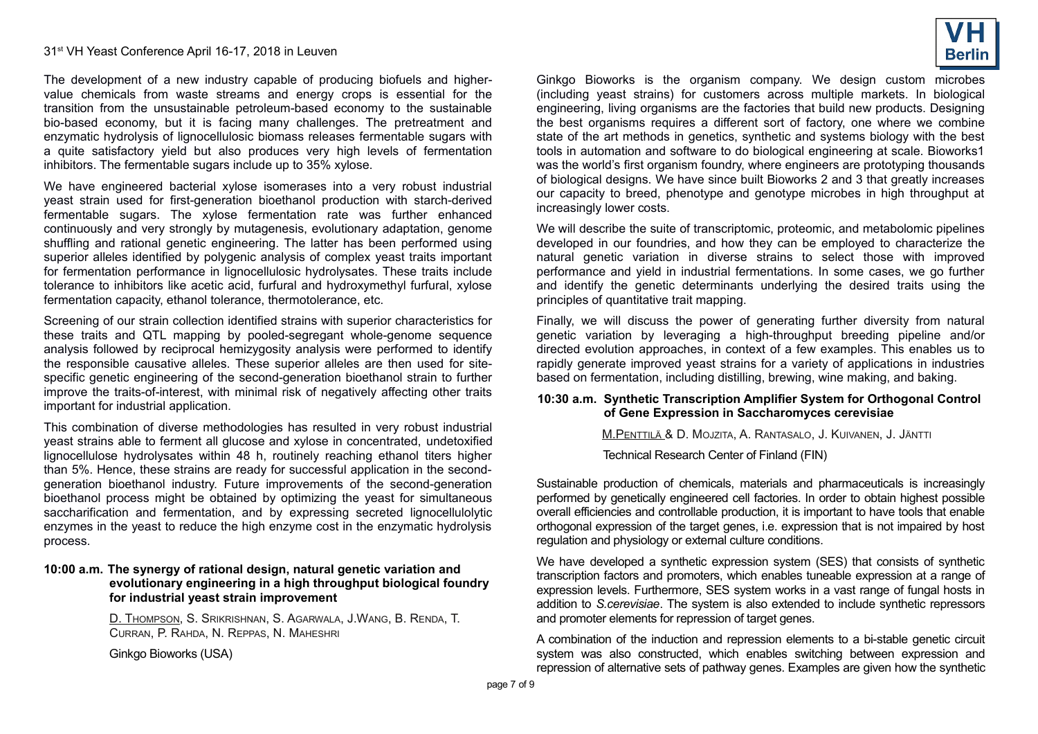The development of a new industry capable of producing biofuels and higher-value chemicals from waste streams and energy crops is essential for the transition from the unsustainable petroleum-based economy to the sustainable bio-based economy, but it is facing many challenges. The pretreatment and enzymatic hydrolysis of lignocellulosic biomass releases fermentable sugars with a quite satisfactory yield but also produces very high levels of fermentation inhibitors. The fermentable sugars include up to 35% xylose.

We have engineered bacterial xylose isomerases into a very robust industrial yeast strain used for first-generation bioethanol production with starch-derived fermentable sugars. The xylose fermentation rate was further enhanced continuously and very strongly by mutagenesis, evolutionary adaptation, genome shuffling and rational genetic engineering. The latter has been performed using superior alleles identified by polygenic analysis of complex yeast traits important for fermentation performance in lignocellulosic hydrolysates. These traits include tolerance to inhibitors like acetic acid, furfural and hydroxymethyl furfural, xylose fermentation capacity, ethanol tolerance, thermotolerance, etc.

Screening of our strain collection identified strains with superior characteristics for these traits and QTL mapping by pooled-segregant whole-genome sequence analysis followed by reciprocal hemizygosity analysis were performed to identify the responsible causative alleles. These superior alleles are then used for site-specific genetic engineering of the second-generation bioethanol strain to further improve the traits-of-interest, with minimal risk of negatively affecting other traits important for industrial application.

This combination of diverse methodologies has resulted in very robust industrial yeast strains able to ferment all glucose and xylose in concentrated, undetoxified lignocellulose hydrolysates within 48 h, routinely reaching ethanol titers higher than 5%. Hence, these strains are ready for successful application in the second-generation bioethanol industry. Future improvements of the second-generation bioethanol process might be obtained by optimizing the yeast for simultaneous saccharification and fermentation, and by expressing secreted lignocellulolytic enzymes in the yeast to reduce the high enzyme cost in the enzymatic hydrolysis process.

### 10:00 a.m. The synergy of rational design, natural genetic variation and evolutionary engineering in a high throughput biological foundry for industrial yeast strain improvement

D. Thompson, S. Srikrishnan, S. Agarwala, J.Wang, B. Renda, T. Curran, P. Rahda, N. Reppas, N. Maheshri

Ginkgo Bioworks (USA)

Ginkgo Bioworks is the organism company. We design custom microbes (including yeast strains) for customers across multiple markets. In biological engineering, living organisms are the factories that build new products. Designing the best organisms requires a different sort of factory, one where we combine state of the art methods in genetics, synthetic and systems biology with the best tools in automation and software to do biological engineering at scale. Bioworks1 was the world's first organism foundry, where engineers are prototyping thousands of biological designs. We have since built Bioworks 2 and 3 that greatly increases our capacity to breed, phenotype and genotype microbes in high throughput at increasingly lower costs.

We will describe the suite of transcriptomic, proteomic, and metabolomic pipelines developed in our foundries, and how they can be employed to characterize the natural genetic variation in diverse strains to select those with improved performance and yield in industrial fermentations. In some cases, we go further and identify the genetic determinants underlying the desired traits using the principles of quantitative trait mapping.

Finally, we will discuss the power of generating further diversity from natural genetic variation by leveraging a high-throughput breeding pipeline and/or directed evolution approaches, in context of a few examples. This enables us to rapidly generate improved yeast strains for a variety of applications in industries based on fermentation, including distilling, brewing, wine making, and baking.

### 10:30 a.m. Synthetic Transcription Amplifier System for Orthogonal Control of Gene Expression in Saccharomyces cerevisiae

M.Penttilä & D. Mojzita, A. Rantasalo, J. Kuivanen, J. Jäntti

Technical Research Center of Finland (FIN)

Sustainable production of chemicals, materials and pharmaceuticals is increasingly performed by genetically engineered cell factories. In order to obtain highest possible overall efficiencies and controllable production, it is important to have tools that enable orthogonal expression of the target genes, i.e. expression that is not impaired by host regulation and physiology or external culture conditions.

We have developed a synthetic expression system (SES) that consists of synthetic transcription factors and promoters, which enables tuneable expression at a range of expression levels. Furthermore, SES system works in a vast range of fungal hosts in addition to *S.cerevisiae*. The system is also extended to include synthetic repressors and promoter elements for repression of target genes.

A combination of the induction and repression elements to a bi-stable genetic circuit system was also constructed, which enables switching between expression and repression of alternative sets of pathway genes. Examples are given how the synthetic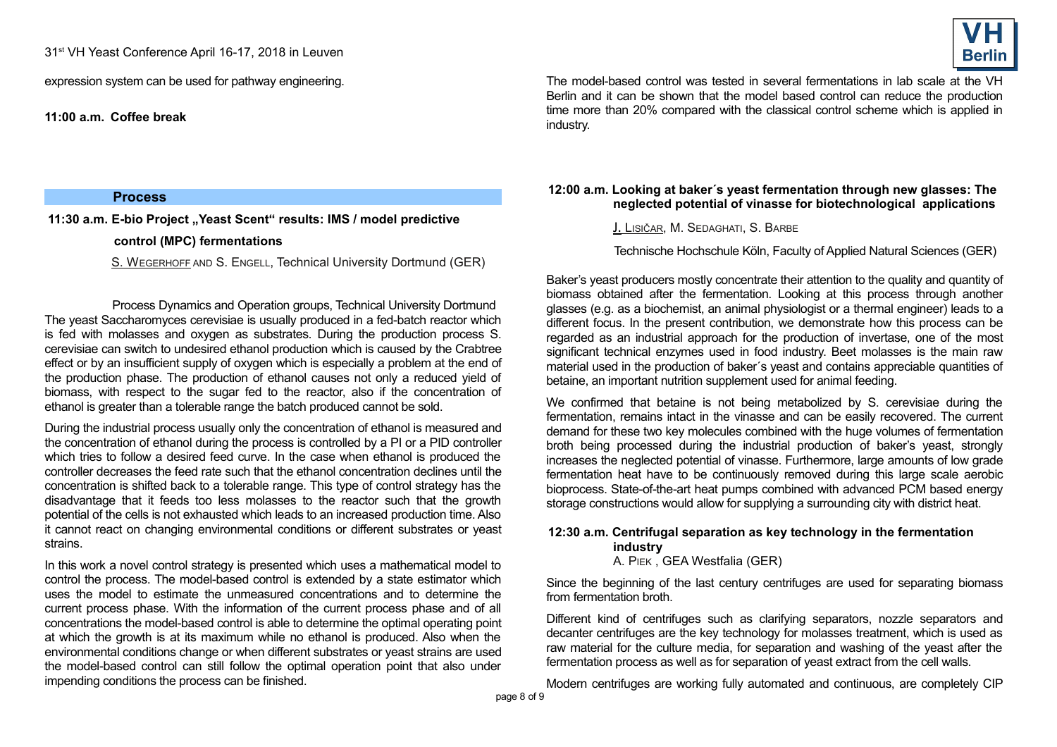expression system can be used for pathway engineering.

**11:00 a.m. Coffee break**

## Process

### 11:30 a.m. E-bio Project „Yeast Scent" results: IMS / model predictive control (MPC) fermentations

S. Wegerhoff and S. Engell, Technical University Dortmund (GER)

Process Dynamics and Operation groups, Technical University Dortmund

The yeast Saccharomyces cerevisiae is usually produced in a fed-batch reactor which is fed with molasses and oxygen as substrates. During the production process S. cerevisiae can switch to undesired ethanol production which is caused by the Crabtree effect or by an insufficient supply of oxygen which is especially a problem at the end of the production phase. The production of ethanol causes not only a reduced yield of biomass, with respect to the sugar fed to the reactor, also if the concentration of ethanol is greater than a tolerable range the batch produced cannot be sold.

During the industrial process usually only the concentration of ethanol is measured and the concentration of ethanol during the process is controlled by a PI or a PID controller which tries to follow a desired feed curve. In the case when ethanol is produced the controller decreases the feed rate such that the ethanol concentration declines until the concentration is shifted back to a tolerable range. This type of control strategy has the disadvantage that it feeds too less molasses to the reactor such that the growth potential of the cells is not exhausted which leads to an increased production time. Also it cannot react on changing environmental conditions or different substrates or yeast strains.

In this work a novel control strategy is presented which uses a mathematical model to control the process. The model-based control is extended by a state estimator which uses the model to estimate the unmeasured concentrations and to determine the current process phase. With the information of the current process phase and of all concentrations the model-based control is able to determine the optimal operating point at which the growth is at its maximum while no ethanol is produced. Also when the environmental conditions change or when different substrates or yeast strains are used the model-based control can still follow the optimal operation point that also under impending conditions the process can be finished.

The model-based control was tested in several fermentations in lab scale at the VH Berlin and it can be shown that the model based control can reduce the production time more than 20% compared with the classical control scheme which is applied in industry.

### 12:00 a.m. Looking at baker´s yeast fermentation through new glasses: The neglected potential of vinasse for biotechnological applications

J. Lisičar, M. Sedaghati, S. Barbe

Technische Hochschule Köln, Faculty of Applied Natural Sciences (GER)

Baker's yeast producers mostly concentrate their attention to the quality and quantity of biomass obtained after the fermentation. Looking at this process through another glasses (e.g. as a biochemist, an animal physiologist or a thermal engineer) leads to a different focus. In the present contribution, we demonstrate how this process can be regarded as an industrial approach for the production of invertase, one of the most significant technical enzymes used in food industry. Beet molasses is the main raw material used in the production of baker´s yeast and contains appreciable quantities of betaine, an important nutrition supplement used for animal feeding.

We confirmed that betaine is not being metabolized by S. cerevisiae during the fermentation, remains intact in the vinasse and can be easily recovered. The current demand for these two key molecules combined with the huge volumes of fermentation broth being processed during the industrial production of baker's yeast, strongly increases the neglected potential of vinasse. Furthermore, large amounts of low grade fermentation heat have to be continuously removed during this large scale aerobic bioprocess. State-of-the-art heat pumps combined with advanced PCM based energy storage constructions would allow for supplying a surrounding city with district heat.

### 12:30 a.m. Centrifugal separation as key technology in the fermentation industry

A. Piek , GEA Westfalia (GER)

Since the beginning of the last century centrifuges are used for separating biomass from fermentation broth.

Different kind of centrifuges such as clarifying separators, nozzle separators and decanter centrifuges are the key technology for molasses treatment, which is used as raw material for the culture media, for separation and washing of the yeast after the fermentation process as well as for separation of yeast extract from the cell walls.

Modern centrifuges are working fully automated and continuous, are completely CIP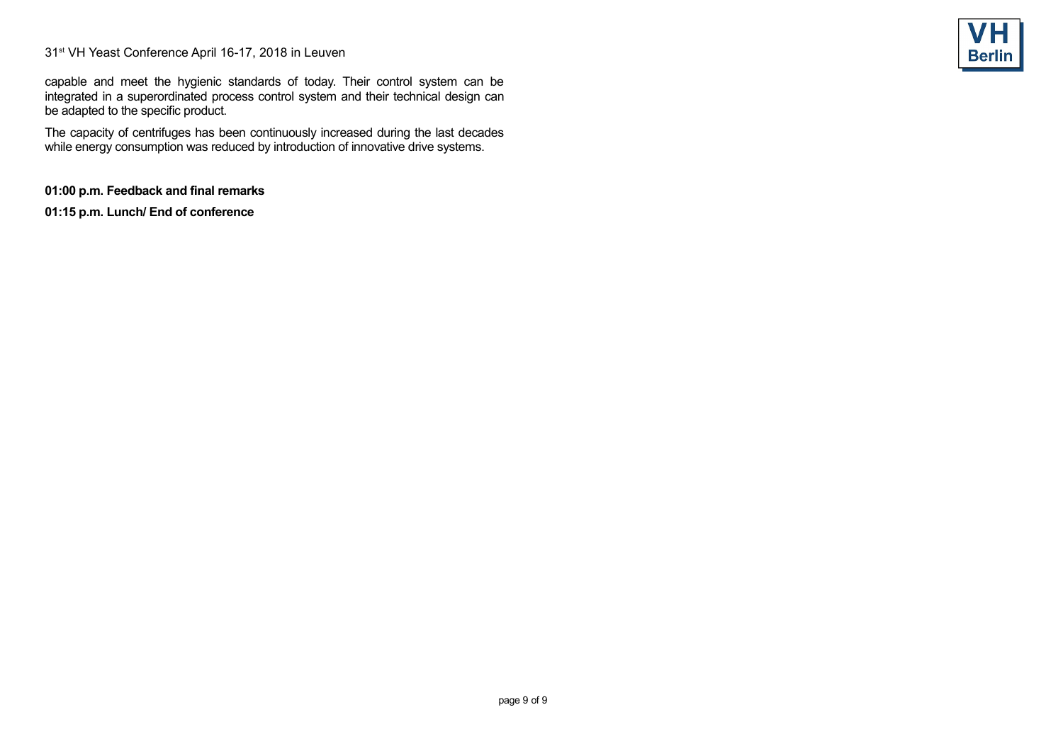capable and meet the hygienic standards of today. Their control system can be integrated in a superordinated process control system and their technical design can be adapted to the specific product.

The capacity of centrifuges has been continuously increased during the last decades while energy consumption was reduced by introduction of innovative drive systems.

**01:00 p.m. Feedback and final remarks**

**01:15 p.m. Lunch/ End of conference**